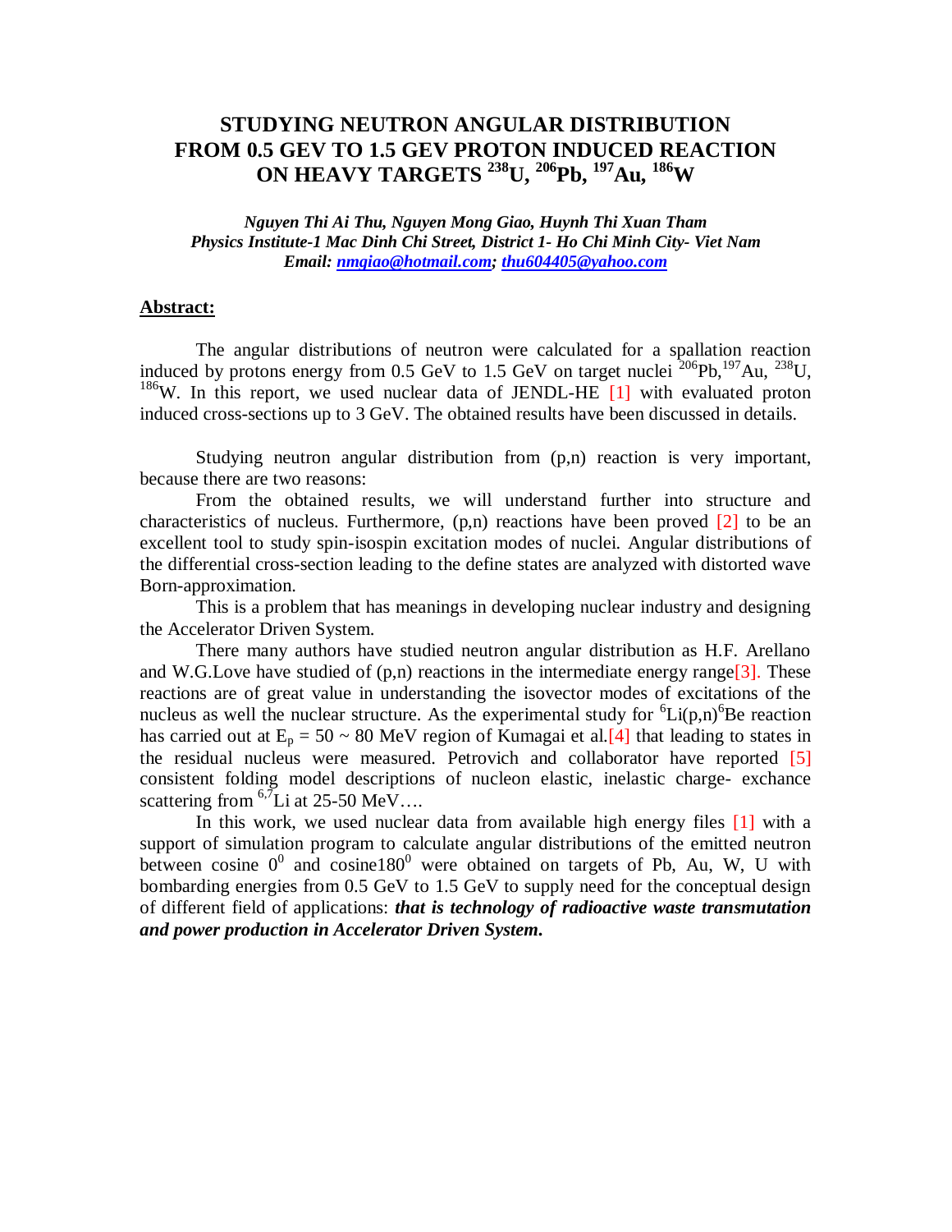# STUDYING NEUTRON ANGULAR DISTRIBUTION FROM 0.5 GEV TO 1.5 GEV PROTON INDUCED REACTION ON HEAVY TARGETS $^{238}$U, $^{206}$Pb, $^{197}$Au, $^{186}$W

***Nguyen Thi Ai Thu, Nguyen Mong Giao, Huynh Thi Xuan Tham***
***Physics Institute-1 Mac Dinh Chi Street, District 1- Ho Chi Minh City- Viet Nam***
***Email: nmgiao@hotmail.com; thu604405@yahoo.com***

## Abstract:

The angular distributions of neutron were calculated for a spallation reaction induced by protons energy from 0.5 GeV to 1.5 GeV on target nuclei $^{206}$Pb, $^{197}$Au, $^{238}$U, $^{186}$W. In this report, we used nuclear data of JENDL-HE [1] with evaluated proton induced cross-sections up to 3 GeV. The obtained results have been discussed in details.

Studying neutron angular distribution from (p,n) reaction is very important, because there are two reasons:

From the obtained results, we will understand further into structure and characteristics of nucleus. Furthermore, (p,n) reactions have been proved [2] to be an excellent tool to study spin-isospin excitation modes of nuclei. Angular distributions of the differential cross-section leading to the define states are analyzed with distorted wave Born-approximation.

This is a problem that has meanings in developing nuclear industry and designing the Accelerator Driven System.

There many authors have studied neutron angular distribution as H.F. Arellano and W.G.Love have studied of (p,n) reactions in the intermediate energy range[3]. These reactions are of great value in understanding the isovector modes of excitations of the nucleus as well the nuclear structure. As the experimental study for $^{6}$Li(p,n)$^{6}$Be reaction has carried out at $E_p = 50 \sim 80$ MeV region of Kumagai et al.[4] that leading to states in the residual nucleus were measured. Petrovich and collaborator have reported [5] consistent folding model descriptions of nucleon elastic, inelastic charge- exchance scattering from $^{6,7}$Li at 25-50 MeV….

In this work, we used nuclear data from available high energy files [1] with a support of simulation program to calculate angular distributions of the emitted neutron between cosine $0^0$ and cosine$180^0$ were obtained on targets of Pb, Au, W, U with bombarding energies from 0.5 GeV to 1.5 GeV to supply need for the conceptual design of different field of applications: ***that is technology of radioactive waste transmutation and power production in Accelerator Driven System.***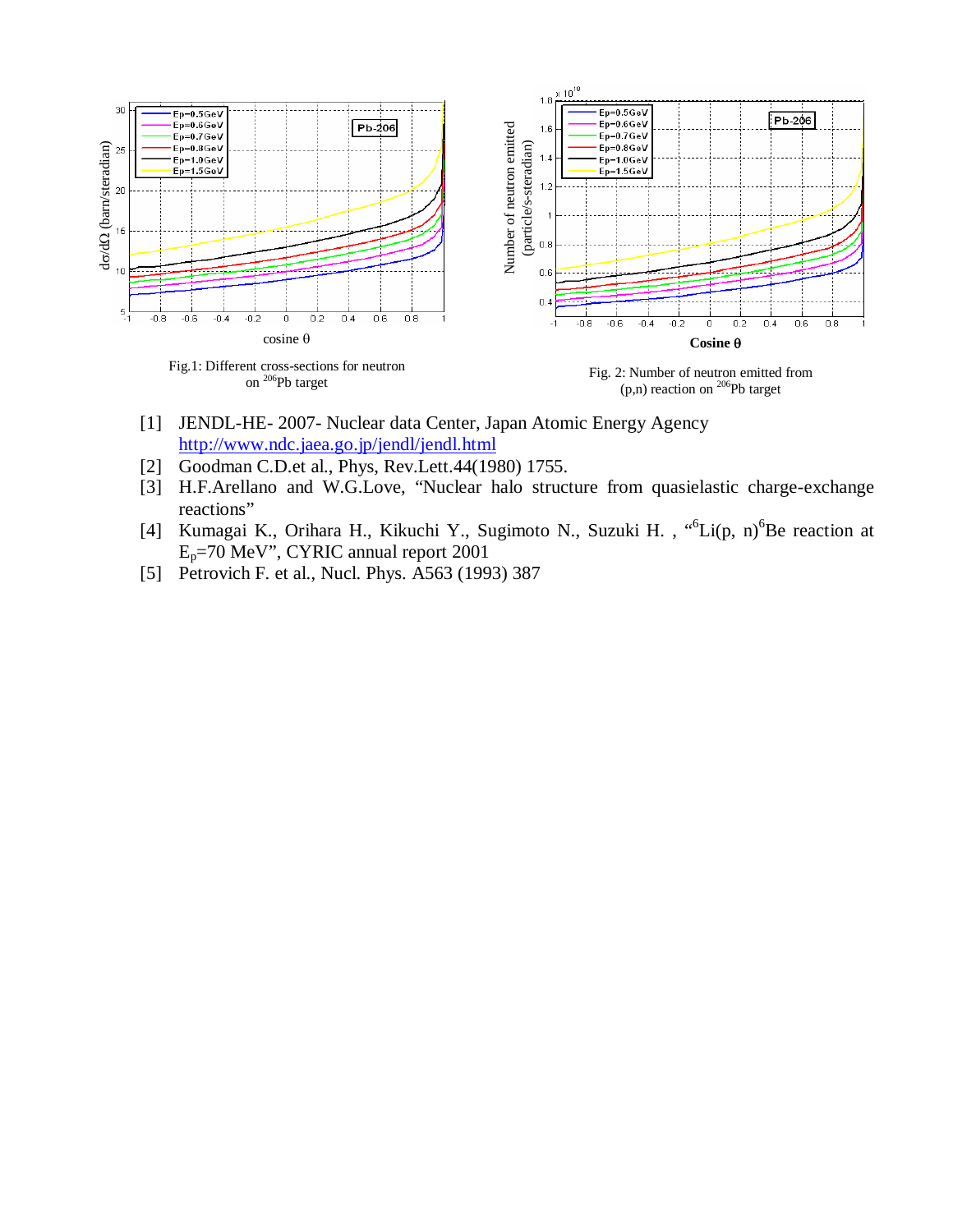dσ/dΩ (barn/steradian)

cosine θ

Pb-206

Ep=0.5GeV
Ep=0.6GeV
Ep=0.7GeV
Ep=0.8GeV
Ep=1.0GeV
Ep=1.5GeV

Fig.1: Different cross-sections for neutron on $^{206}$Pb target

Number of neutron emitted (particle/s-steradian)

x $10^{19}$

Cosine θ

Pb-206

Ep=0.5GeV
Ep=0.6GeV
Ep=0.7GeV
Ep=0.8GeV
Ep=1.0GeV
Ep=1.5GeV

Fig. 2: Number of neutron emitted from (p,n) reaction on $^{206}$Pb target

[1] JENDL-HE- 2007- Nuclear data Center, Japan Atomic Energy Agency http://www.ndc.jaea.go.jp/jendl/jendl.html

[2] Goodman C.D.et al., Phys, Rev.Lett.44(1980) 1755.

[3] H.F.Arellano and W.G.Love, "Nuclear halo structure from quasielastic charge-exchange reactions"

[4] Kumagai K., Orihara H., Kikuchi Y., Sugimoto N., Suzuki H. , "$^{6}$Li(p, n)$^{6}$Be reaction at $E_p$=70 MeV", CYRIC annual report 2001

[5] Petrovich F. et al., Nucl. Phys. A563 (1993) 387